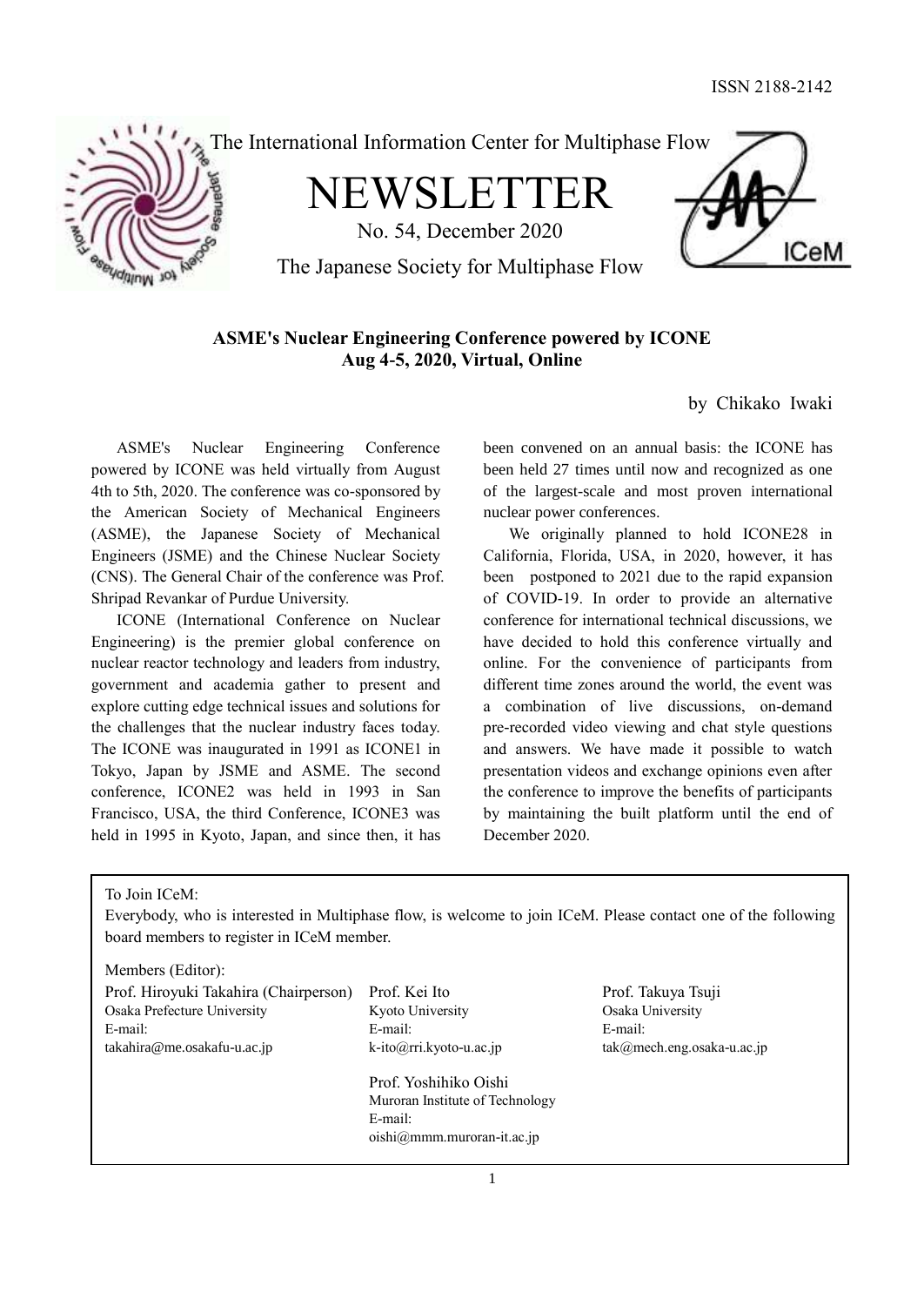ISSN 2188-2142

The International Information Center for Multiphase Flow

# NEWSLETTER

No. 54, December 2020

The Japanese Society for Multiphase Flow

## ASME's Nuclear Engineering Conference powered by ICONE
## Aug 4-5, 2020, Virtual, Online

by Chikako Iwaki

ASME's Nuclear Engineering Conference powered by ICONE was held virtually from August 4th to 5th, 2020. The conference was co-sponsored by the American Society of Mechanical Engineers (ASME), the Japanese Society of Mechanical Engineers (JSME) and the Chinese Nuclear Society (CNS). The General Chair of the conference was Prof. Shripad Revankar of Purdue University.

ICONE (International Conference on Nuclear Engineering) is the premier global conference on nuclear reactor technology and leaders from industry, government and academia gather to present and explore cutting edge technical issues and solutions for the challenges that the nuclear industry faces today. The ICONE was inaugurated in 1991 as ICONE1 in Tokyo, Japan by JSME and ASME. The second conference, ICONE2 was held in 1993 in San Francisco, USA, the third Conference, ICONE3 was held in 1995 in Kyoto, Japan, and since then, it has been convened on an annual basis: the ICONE has been held 27 times until now and recognized as one of the largest-scale and most proven international nuclear power conferences.

We originally planned to hold ICONE28 in California, Florida, USA, in 2020, however, it has been postponed to 2021 due to the rapid expansion of COVID-19. In order to provide an alternative conference for international technical discussions, we have decided to hold this conference virtually and online. For the convenience of participants from different time zones around the world, the event was a combination of live discussions, on-demand pre-recorded video viewing and chat style questions and answers. We have made it possible to watch presentation videos and exchange opinions even after the conference to improve the benefits of participants by maintaining the built platform until the end of December 2020.

---

To Join ICeM:

Everybody, who is interested in Multiphase flow, is welcome to join ICeM. Please contact one of the following board members to register in ICeM member.

Members (Editor):

Prof. Hiroyuki Takahira (Chairperson)
Osaka Prefecture University
E-mail:
takahira@me.osakafu-u.ac.jp

Prof. Kei Ito
Kyoto University
E-mail:
k-ito@rri.kyoto-u.ac.jp

Prof. Yoshihiko Oishi
Muroran Institute of Technology
E-mail:
oishi@mmm.muroran-it.ac.jp

Prof. Takuya Tsuji
Osaka University
E-mail:
tak@mech.eng.osaka-u.ac.jp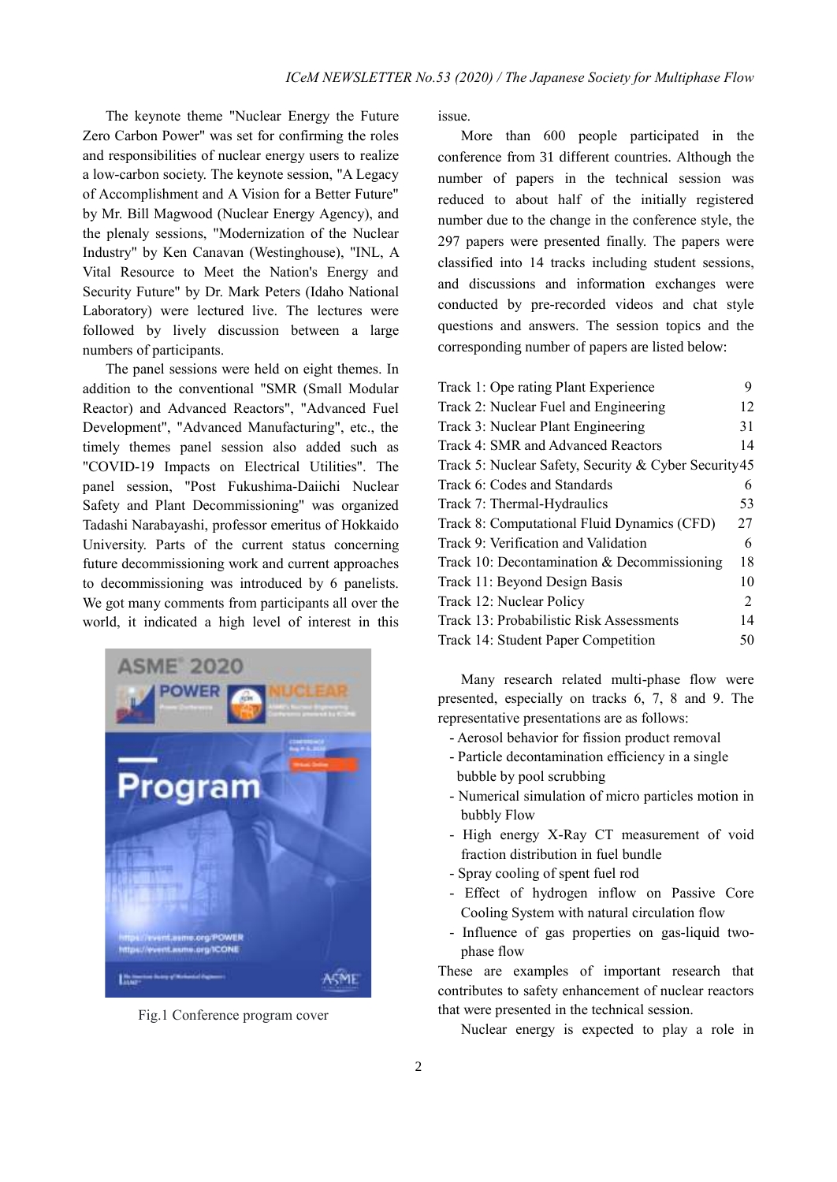The keynote theme "Nuclear Energy the Future Zero Carbon Power" was set for confirming the roles and responsibilities of nuclear energy users to realize a low-carbon society. The keynote session, "A Legacy of Accomplishment and A Vision for a Better Future" by Mr. Bill Magwood (Nuclear Energy Agency), and the plenaly sessions, "Modernization of the Nuclear Industry" by Ken Canavan (Westinghouse), "INL, A Vital Resource to Meet the Nation's Energy and Security Future" by Dr. Mark Peters (Idaho National Laboratory) were lectured live. The lectures were followed by lively discussion between a large numbers of participants.

The panel sessions were held on eight themes. In addition to the conventional "SMR (Small Modular Reactor) and Advanced Reactors", "Advanced Fuel Development", "Advanced Manufacturing", etc., the timely themes panel session also added such as "COVID-19 Impacts on Electrical Utilities". The panel session, "Post Fukushima-Daiichi Nuclear Safety and Plant Decommissioning" was organized Tadashi Narabayashi, professor emeritus of Hokkaido University. Parts of the current status concerning future decommissioning work and current approaches to decommissioning was introduced by 6 panelists. We got many comments from participants all over the world, it indicated a high level of interest in this issue.

Fig.1 Conference program cover

More than 600 people participated in the conference from 31 different countries. Although the number of papers in the technical session was reduced to about half of the initially registered number due to the change in the conference style, the 297 papers were presented finally. The papers were classified into 14 tracks including student sessions, and discussions and information exchanges were conducted by pre-recorded videos and chat style questions and answers. The session topics and the corresponding number of papers are listed below:

| Track | Papers |
|---|---|
| Track 1: Ope rating Plant Experience | 9 |
| Track 2: Nuclear Fuel and Engineering | 12 |
| Track 3: Nuclear Plant Engineering | 31 |
| Track 4: SMR and Advanced Reactors | 14 |
| Track 5: Nuclear Safety, Security & Cyber Security | 45 |
| Track 6: Codes and Standards | 6 |
| Track 7: Thermal-Hydraulics | 53 |
| Track 8: Computational Fluid Dynamics (CFD) | 27 |
| Track 9: Verification and Validation | 6 |
| Track 10: Decontamination & Decommissioning | 18 |
| Track 11: Beyond Design Basis | 10 |
| Track 12: Nuclear Policy | 2 |
| Track 13: Probabilistic Risk Assessments | 14 |
| Track 14: Student Paper Competition | 50 |

Many research related multi-phase flow were presented, especially on tracks 6, 7, 8 and 9. The representative presentations are as follows:

- Aerosol behavior for fission product removal
- Particle decontamination efficiency in a single bubble by pool scrubbing
- Numerical simulation of micro particles motion in bubbly Flow
- High energy X-Ray CT measurement of void fraction distribution in fuel bundle
- Spray cooling of spent fuel rod
- Effect of hydrogen inflow on Passive Core Cooling System with natural circulation flow
- Influence of gas properties on gas-liquid two-phase flow

These are examples of important research that contributes to safety enhancement of nuclear reactors that were presented in the technical session.

Nuclear energy is expected to play a role in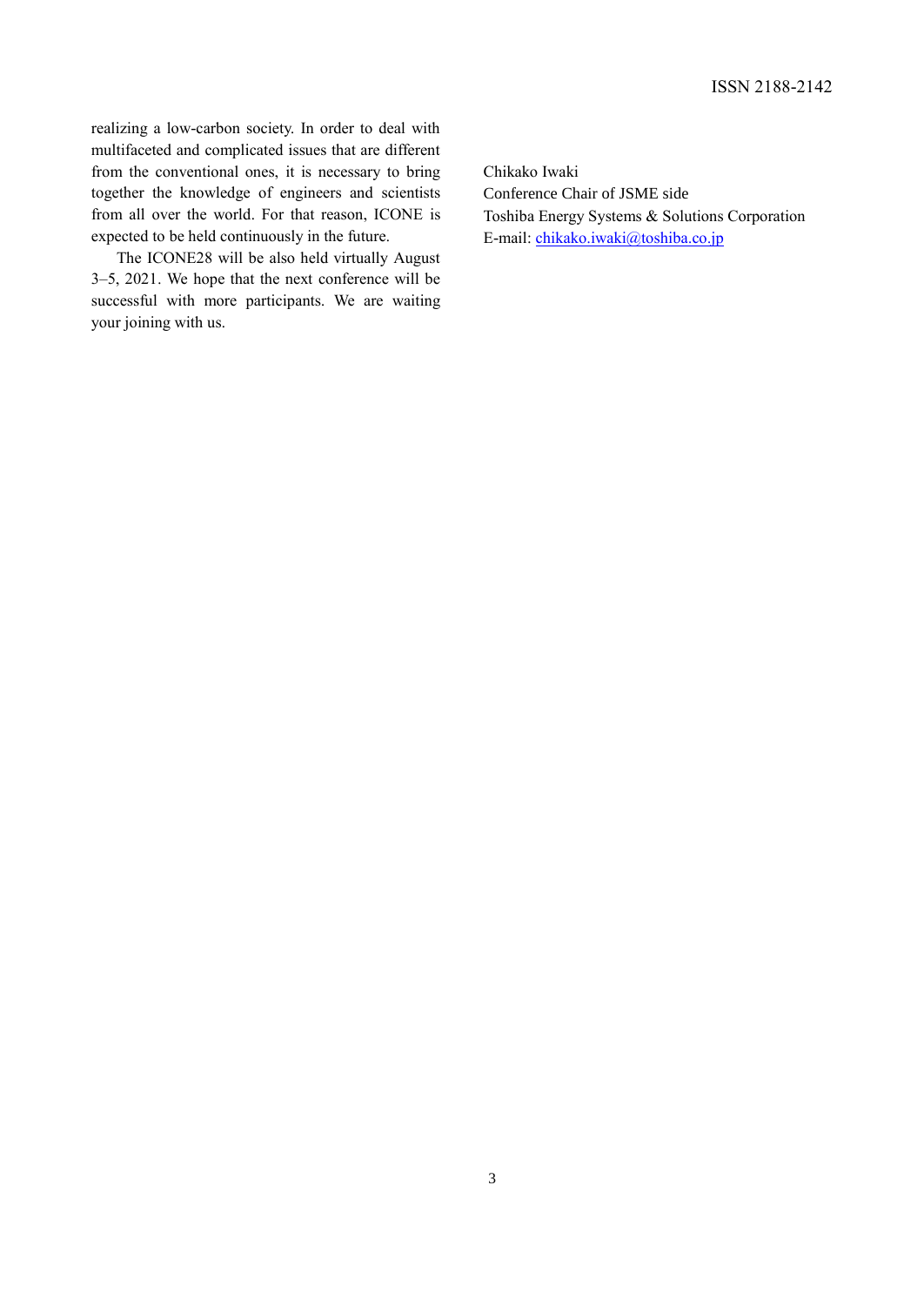realizing a low-carbon society. In order to deal with multifaceted and complicated issues that are different from the conventional ones, it is necessary to bring together the knowledge of engineers and scientists from all over the world. For that reason, ICONE is expected to be held continuously in the future.

The ICONE28 will be also held virtually August 3–5, 2021. We hope that the next conference will be successful with more participants. We are waiting your joining with us.

Chikako Iwaki
Conference Chair of JSME side
Toshiba Energy Systems & Solutions Corporation
E-mail: chikako.iwaki@toshiba.co.jp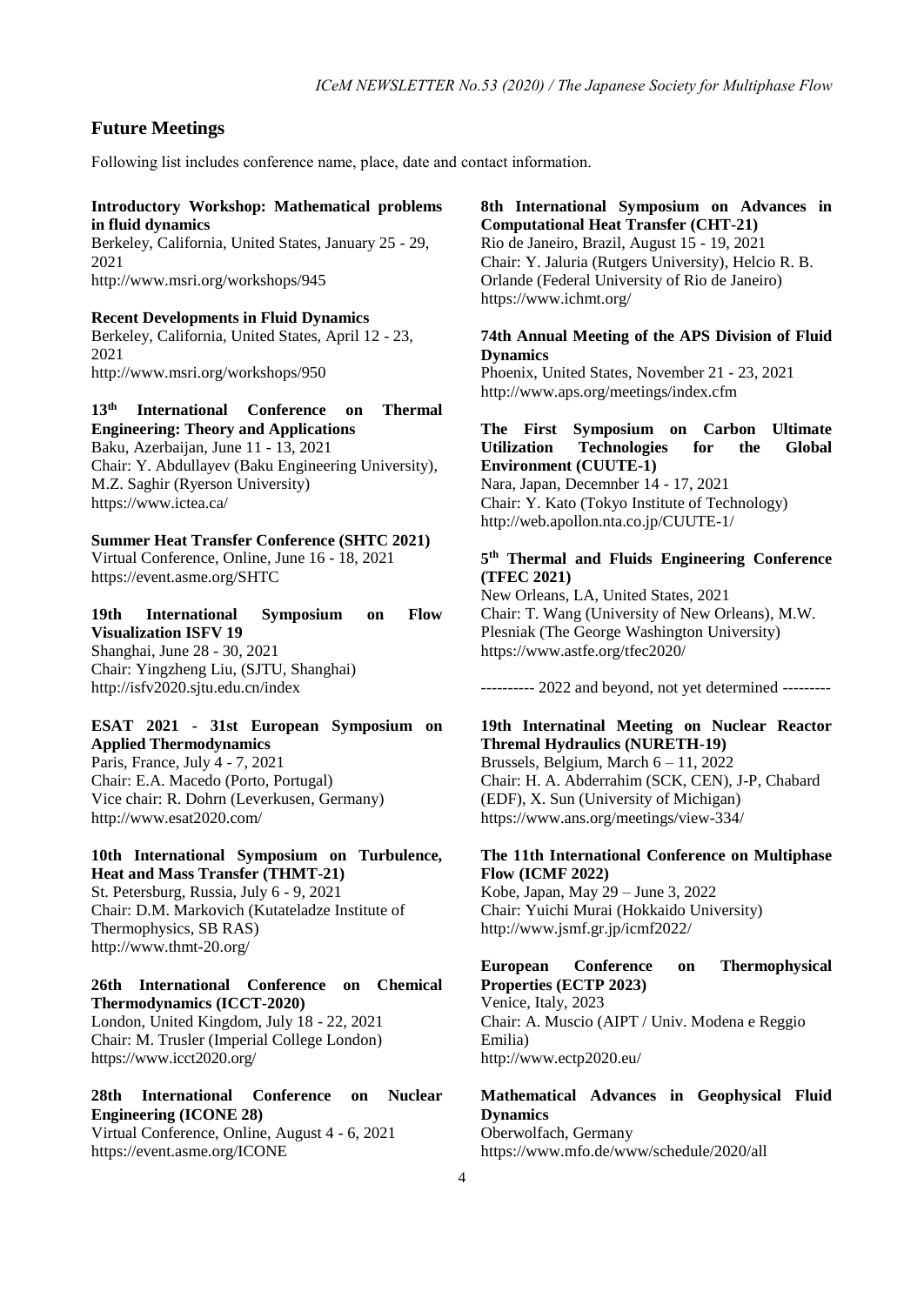## Future Meetings

Following list includes conference name, place, date and contact information.

**Introductory Workshop: Mathematical problems in fluid dynamics**
Berkeley, California, United States, January 25 - 29, 2021
http://www.msri.org/workshops/945

**Recent Developments in Fluid Dynamics**
Berkeley, California, United States, April 12 - 23, 2021
http://www.msri.org/workshops/950

**13th International Conference on Thermal Engineering: Theory and Applications**
Baku, Azerbaijan, June 11 - 13, 2021
Chair: Y. Abdullayev (Baku Engineering University), M.Z. Saghir (Ryerson University)
https://www.ictea.ca/

**Summer Heat Transfer Conference (SHTC 2021)**
Virtual Conference, Online, June 16 - 18, 2021
https://event.asme.org/SHTC

**19th International Symposium on Flow Visualization ISFV 19**
Shanghai, June 28 - 30, 2021
Chair: Yingzheng Liu, (SJTU, Shanghai)
http://isfv2020.sjtu.edu.cn/index

**ESAT 2021 - 31st European Symposium on Applied Thermodynamics**
Paris, France, July 4 - 7, 2021
Chair: E.A. Macedo (Porto, Portugal)
Vice chair: R. Dohrn (Leverkusen, Germany)
http://www.esat2020.com/

**10th International Symposium on Turbulence, Heat and Mass Transfer (THMT-21)**
St. Petersburg, Russia, July 6 - 9, 2021
Chair: D.M. Markovich (Kutateladze Institute of Thermophysics, SB RAS)
http://www.thmt-20.org/

**26th International Conference on Chemical Thermodynamics (ICCT-2020)**
London, United Kingdom, July 18 - 22, 2021
Chair: M. Trusler (Imperial College London)
https://www.icct2020.org/

**28th International Conference on Nuclear Engineering (ICONE 28)**
Virtual Conference, Online, August 4 - 6, 2021
https://event.asme.org/ICONE

**8th International Symposium on Advances in Computational Heat Transfer (CHT-21)**
Rio de Janeiro, Brazil, August 15 - 19, 2021
Chair: Y. Jaluria (Rutgers University), Helcio R. B. Orlande (Federal University of Rio de Janeiro)
https://www.ichmt.org/

**74th Annual Meeting of the APS Division of Fluid Dynamics**
Phoenix, United States, November 21 - 23, 2021
http://www.aps.org/meetings/index.cfm

**The First Symposium on Carbon Ultimate Utilization Technologies for the Global Environment (CUUTE-1)**
Nara, Japan, Decemnber 14 - 17, 2021
Chair: Y. Kato (Tokyo Institute of Technology)
http://web.apollon.nta.co.jp/CUUTE-1/

**5th Thermal and Fluids Engineering Conference (TFEC 2021)**
New Orleans, LA, United States, 2021
Chair: T. Wang (University of New Orleans), M.W. Plesniak (The George Washington University)
https://www.astfe.org/tfec2020/

---------- 2022 and beyond, not yet determined ---------

**19th Internatinal Meeting on Nuclear Reactor Thremal Hydraulics (NURETH-19)**
Brussels, Belgium, March 6 – 11, 2022
Chair: H. A. Abderrahim (SCK, CEN), J-P, Chabard (EDF), X. Sun (University of Michigan)
https://www.ans.org/meetings/view-334/

**The 11th International Conference on Multiphase Flow (ICMF 2022)**
Kobe, Japan, May 29 – June 3, 2022
Chair: Yuichi Murai (Hokkaido University)
http://www.jsmf.gr.jp/icmf2022/

**European Conference on Thermophysical Properties (ECTP 2023)**
Venice, Italy, 2023
Chair: A. Muscio (AIPT / Univ. Modena e Reggio Emilia)
http://www.ectp2020.eu/

**Mathematical Advances in Geophysical Fluid Dynamics**
Oberwolfach, Germany
https://www.mfo.de/www/schedule/2020/all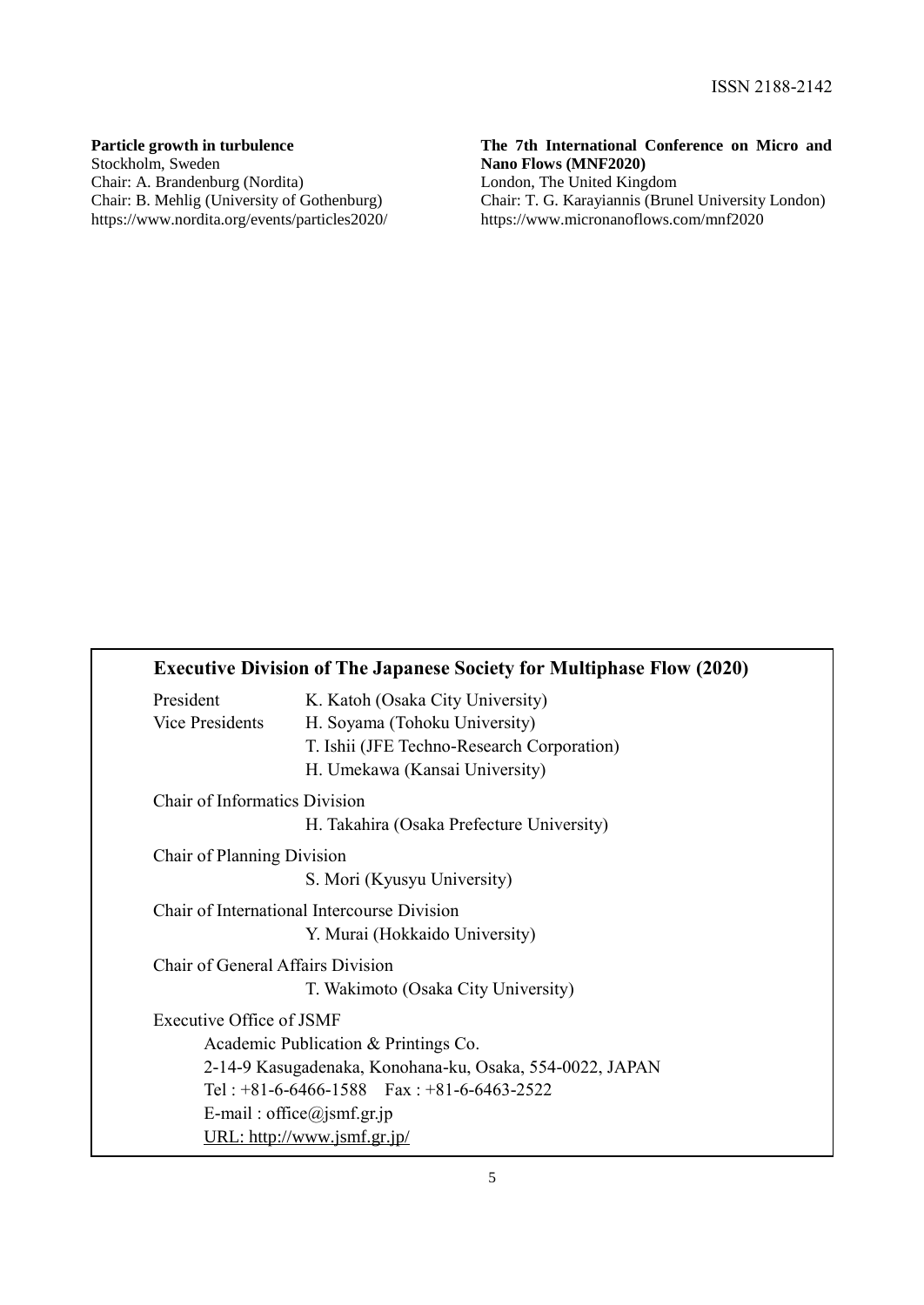ISSN 2188-2142

**Particle growth in turbulence**
Stockholm, Sweden
Chair: A. Brandenburg (Nordita)
Chair: B. Mehlig (University of Gothenburg)
https://www.nordita.org/events/particles2020/

**The 7th International Conference on Micro and Nano Flows (MNF2020)**
London, The United Kingdom
Chair: T. G. Karayiannis (Brunel University London)
https://www.micronanoflows.com/mnf2020

## Executive Division of The Japanese Society for Multiphase Flow (2020)

| | |
|---|---|
| President | K. Katoh (Osaka City University) |
| Vice Presidents | H. Soyama (Tohoku University) |
| | T. Ishii (JFE Techno-Research Corporation) |
| | H. Umekawa (Kansai University) |

Chair of Informatics Division
H. Takahira (Osaka Prefecture University)

Chair of Planning Division
S. Mori (Kyusyu University)

Chair of International Intercourse Division
Y. Murai (Hokkaido University)

Chair of General Affairs Division
T. Wakimoto (Osaka City University)

Executive Office of JSMF
Academic Publication & Printings Co.
2-14-9 Kasugadenaka, Konohana-ku, Osaka, 554-0022, JAPAN
Tel : +81-6-6466-1588 Fax : +81-6-6463-2522
E-mail : office@jsmf.gr.jp
URL: http://www.jsmf.gr.jp/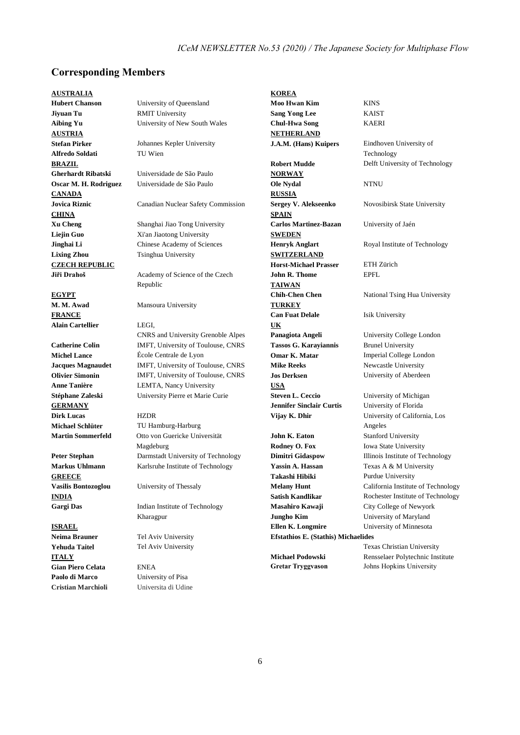## Corresponding Members

**AUSTRALIA**

**Hubert Chanson** University of Queensland
**Jiyuan Tu** RMIT University
**Aibing Yu** University of New South Wales

**AUSTRIA**

**Stefan Pirker** Johannes Kepler University
**Alfredo Soldati** TU Wien

**BRAZIL**

**Gherhardt Ribatski** Universidade de São Paulo
**Oscar M. H. Rodriguez** Universidade de São Paulo

**CANADA**

**Jovica Riznic** Canadian Nuclear Safety Commission

**CHINA**

**Xu Cheng** Shanghai Jiao Tong University
**Liejin Guo** Xi'an Jiaotong University
**Jinghai Li** Chinese Academy of Sciences
**Lixing Zhou** Tsinghua University

**CZECH REPUBLIC**

**Jiři Drahoš** Academy of Science of the Czech Republic

**EGYPT**

**M. M. Awad** Mansoura University

**FRANCE**

**Alain Cartellier** LEGI, CNRS and University Grenoble Alpes
**Catherine Colin** IMFT, University of Toulouse, CNRS
**Michel Lance** École Centrale de Lyon
**Jacques Magnaudet** IMFT, University of Toulouse, CNRS
**Olivier Simonin** IMFT, University of Toulouse, CNRS
**Anne Tanière** LEMTA, Nancy University
**Stéphane Zaleski** University Pierre et Marie Curie

**GERMANY**

**Dirk Lucas** HZDR
**Michael Schlüter** TU Hamburg-Harburg
**Martin Sommerfeld** Otto von Guericke Universität Magdeburg
**Peter Stephan** Darmstadt University of Technology
**Markus Uhlmann** Karlsruhe Institute of Technology

**GREECE**

**Vasilis Bontozoglou** University of Thessaly

**INDIA**

**Gargi Das** Indian Institute of Technology Kharagpur

**ISRAEL**

**Neima Brauner** Tel Aviv University
**Yehuda Taitel** Tel Aviv University

**ITALY**

**Gian Piero Celata** ENEA
**Paolo di Marco** University of Pisa
**Cristian Marchioli** Universita di Udine

**KOREA**

**Moo Hwan Kim** KINS
**Sang Yong Lee** KAIST
**Chul-Hwa Song** KAERI

**NETHERLAND**

**J.A.M. (Hans) Kuipers** Eindhoven University of Technology
**Robert Mudde** Delft University of Technology

**NORWAY**

**Ole Nydal** NTNU

**RUSSIA**

**Sergey V. Alekseenko** Novosibirsk State University

**SPAIN**

**Carlos Martinez-Bazan** University of Jaén

**SWEDEN**

**Henryk Anglart** Royal Institute of Technology

**SWITZERLAND**

**Horst-Michael Prasser** ETH Zürich
**John R. Thome** EPFL

**TAIWAN**

**Chih-Chen Chen** National Tsing Hua University

**TURKEY**

**Can Fuat Delale** Isik University

**UK**

**Panagiota Angeli** University College London
**Tassos G. Karayiannis** Brunel University
**Omar K. Matar** Imperial College London
**Mike Reeks** Newcastle University
**Jos Derksen** University of Aberdeen

**USA**

**Steven L. Ceccio** University of Michigan
**Jennifer Sinclair Curtis** University of Florida
**Vijay K. Dhir** University of California, Los Angeles
**John K. Eaton** Stanford University
**Rodney O. Fox** Iowa State University
**Dimitri Gidaspow** Illinois Institute of Technology
**Yassin A. Hassan** Texas A & M University
**Takashi Hibiki** Purdue University
**Melany Hunt** California Institute of Technology
**Satish Kandlikar** Rochester Institute of Technology
**Masahiro Kawaji** City College of Newyork
**Jungho Kim** University of Maryland
**Ellen K. Longmire** University of Minnesota
**Efstathios E. (Stathis) Michaelides** Texas Christian University
**Michael Podowski** Rensselaer Polytechnic Institute
**Gretar Tryggvason** Johns Hopkins University